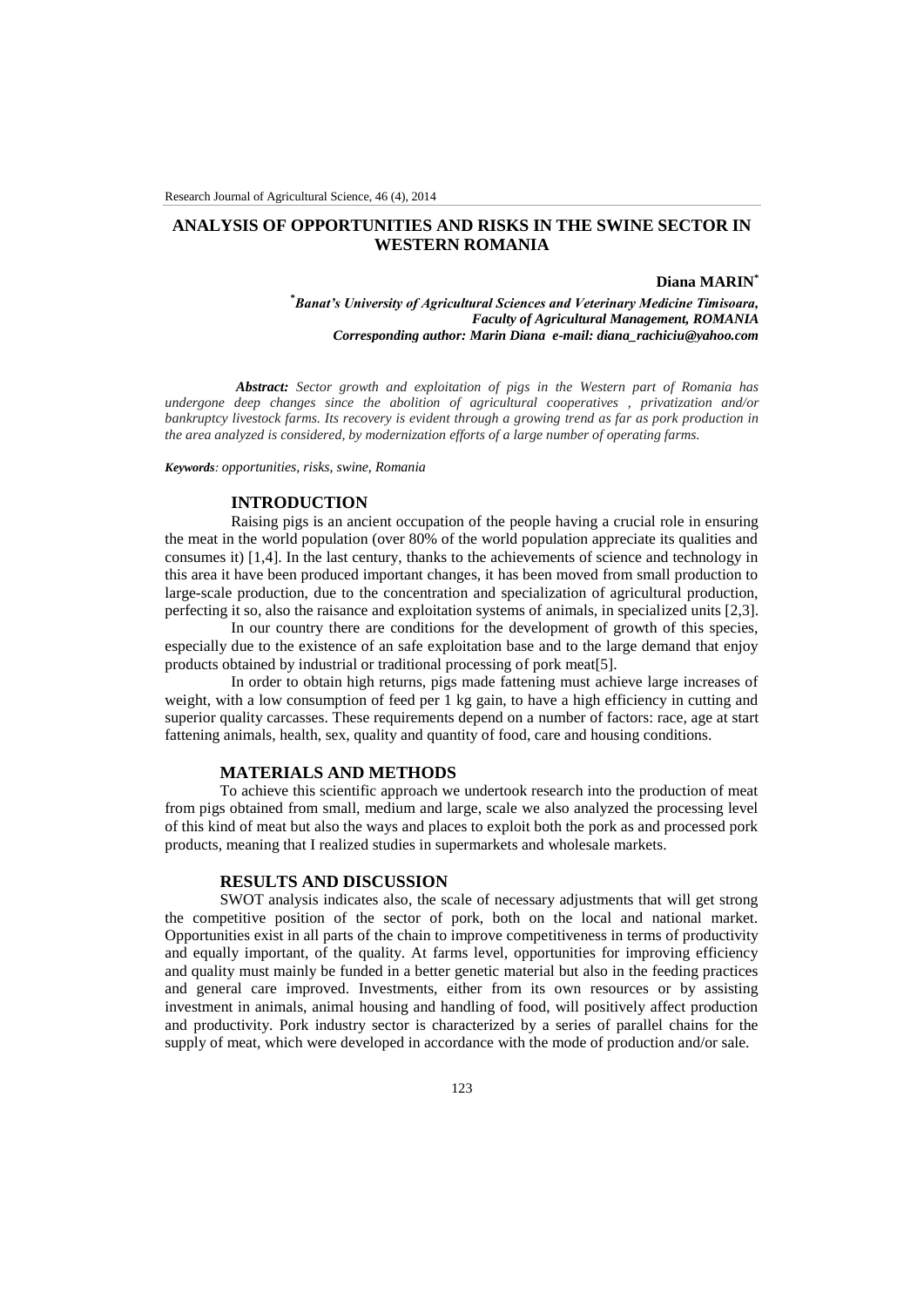# ANALYSIS OF OPPORTUNITIES AND RISKS IN THE SWINE SECTOR IN WESTERN ROMANIA

**Diana MARIN**[*]

[*]*Banat's University of Agricultural Sciences and Veterinary Medicine Timisoara, Faculty of Agricultural Management, ROMANIA*
*Corresponding author: Marin Diana e-mail: diana_rachiciu@yahoo.com*

***Abstract:*** *Sector growth and exploitation of pigs in the Western part of Romania has undergone deep changes since the abolition of agricultural cooperatives , privatization and/or bankruptcy livestock farms. Its recovery is evident through a growing trend as far as pork production in the area analyzed is considered, by modernization efforts of a large number of operating farms.*

***Keywords****: opportunities, risks, swine, Romania*

## INTRODUCTION

Raising pigs is an ancient occupation of the people having a crucial role in ensuring the meat in the world population (over 80% of the world population appreciate its qualities and consumes it) [1,4]. In the last century, thanks to the achievements of science and technology in this area it have been produced important changes, it has been moved from small production to large-scale production, due to the concentration and specialization of agricultural production, perfecting it so, also the raisance and exploitation systems of animals, in specialized units [2,3].

In our country there are conditions for the development of growth of this species, especially due to the existence of an safe exploitation base and to the large demand that enjoy products obtained by industrial or traditional processing of pork meat[5].

In order to obtain high returns, pigs made fattening must achieve large increases of weight, with a low consumption of feed per 1 kg gain, to have a high efficiency in cutting and superior quality carcasses. These requirements depend on a number of factors: race, age at start fattening animals, health, sex, quality and quantity of food, care and housing conditions.

## MATERIALS AND METHODS

To achieve this scientific approach we undertook research into the production of meat from pigs obtained from small, medium and large, scale we also analyzed the processing level of this kind of meat but also the ways and places to exploit both the pork as and processed pork products, meaning that I realized studies in supermarkets and wholesale markets.

## RESULTS AND DISCUSSION

SWOT analysis indicates also, the scale of necessary adjustments that will get strong the competitive position of the sector of pork, both on the local and national market. Opportunities exist in all parts of the chain to improve competitiveness in terms of productivity and equally important, of the quality. At farms level, opportunities for improving efficiency and quality must mainly be funded in a better genetic material but also in the feeding practices and general care improved. Investments, either from its own resources or by assisting investment in animals, animal housing and handling of food, will positively affect production and productivity. Pork industry sector is characterized by a series of parallel chains for the supply of meat, which were developed in accordance with the mode of production and/or sale.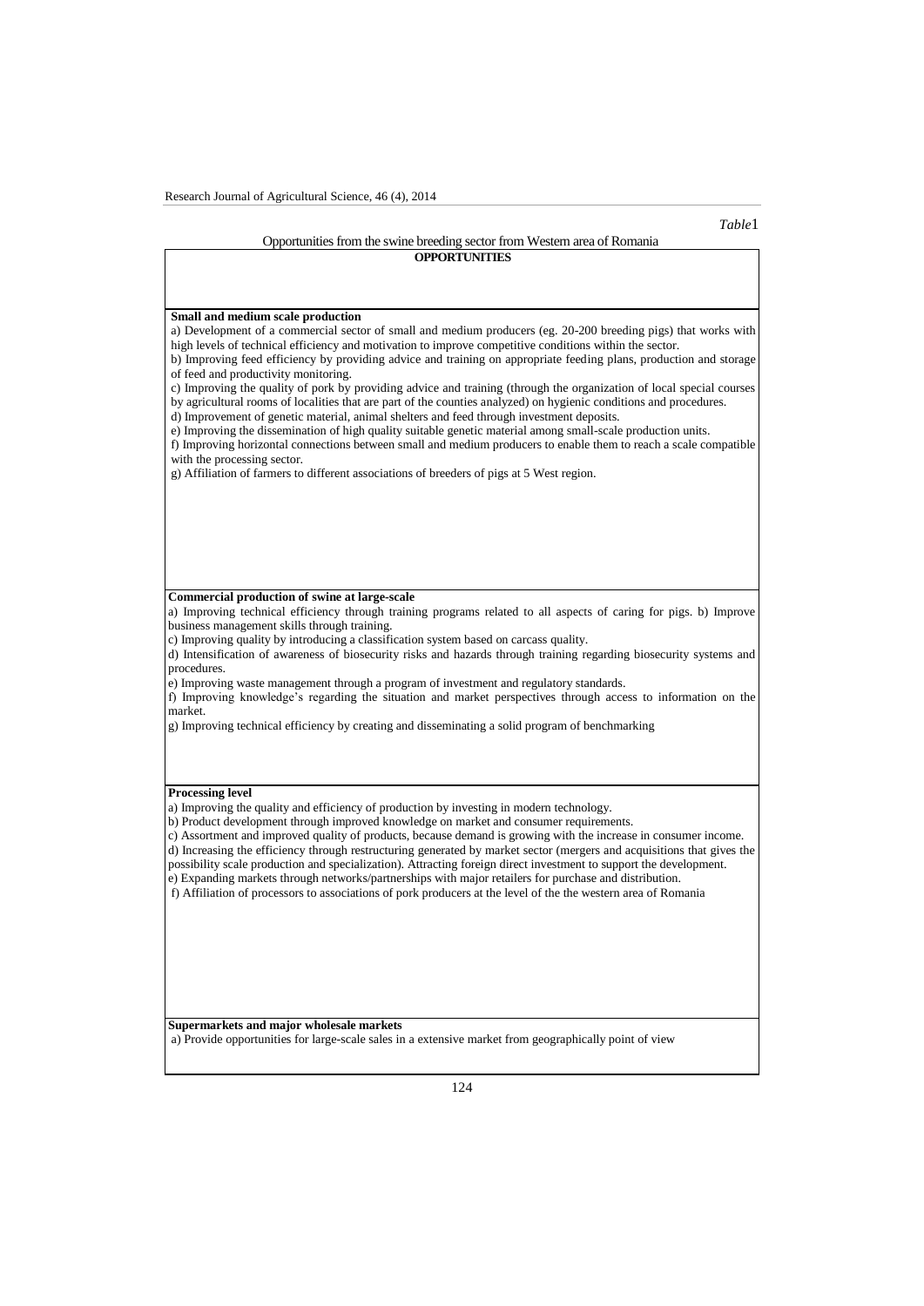*Table*1

Opportunities from the swine breeding sector from Western area of Romania

| OPPORTUNITIES |
|---|
| **Small and medium scale production**<br>a) Development of a commercial sector of small and medium producers (eg. 20-200 breeding pigs) that works with high levels of technical efficiency and motivation to improve competitive conditions within the sector.<br>b) Improving feed efficiency by providing advice and training on appropriate feeding plans, production and storage of feed and productivity monitoring.<br>c) Improving the quality of pork by providing advice and training (through the organization of local special courses by agricultural rooms of localities that are part of the counties analyzed) on hygienic conditions and procedures.<br>d) Improvement of genetic material, animal shelters and feed through investment deposits.<br>e) Improving the dissemination of high quality suitable genetic material among small-scale production units.<br>f) Improving horizontal connections between small and medium producers to enable them to reach a scale compatible with the processing sector.<br>g) Affiliation of farmers to different associations of breeders of pigs at 5 West region. |
| **Commercial production of swine at large-scale**<br>a) Improving technical efficiency through training programs related to all aspects of caring for pigs. b) Improve business management skills through training.<br>c) Improving quality by introducing a classification system based on carcass quality.<br>d) Intensification of awareness of biosecurity risks and hazards through training regarding biosecurity systems and procedures.<br>e) Improving waste management through a program of investment and regulatory standards.<br>f) Improving knowledge's regarding the situation and market perspectives through access to information on the market.<br>g) Improving technical efficiency by creating and disseminating a solid program of benchmarking |
| **Processing level**<br>a) Improving the quality and efficiency of production by investing in modern technology.<br>b) Product development through improved knowledge on market and consumer requirements.<br>c) Assortment and improved quality of products, because demand is growing with the increase in consumer income.<br>d) Increasing the efficiency through restructuring generated by market sector (mergers and acquisitions that gives the possibility scale production and specialization). Attracting foreign direct investment to support the development.<br>e) Expanding markets through networks/partnerships with major retailers for purchase and distribution.<br>f) Affiliation of processors to associations of pork producers at the level of the the western area of Romania |
| **Supermarkets and major wholesale markets**<br>a) Provide opportunities for large-scale sales in a extensive market from geographically point of view |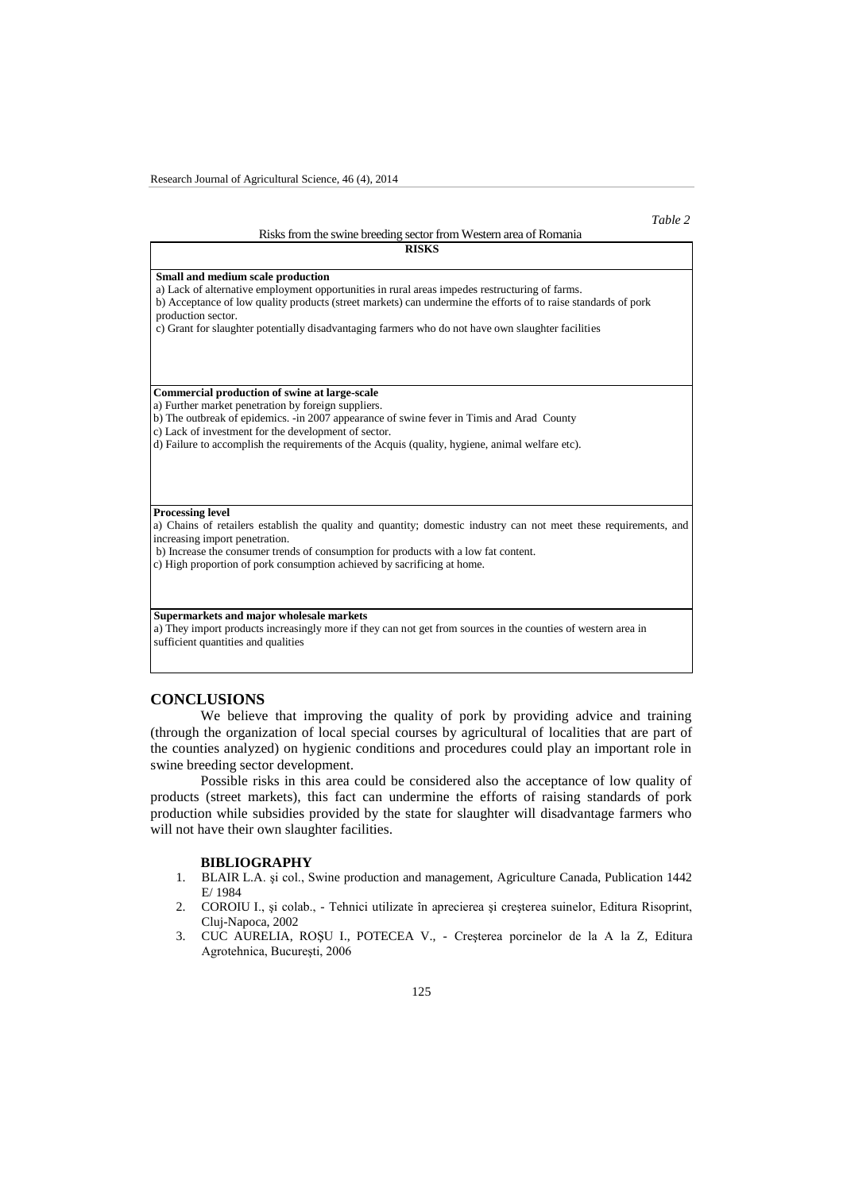*Table 2*

Risks from the swine breeding sector from Western area of Romania

| RISKS |
|---|
| **Small and medium scale production**<br>a) Lack of alternative employment opportunities in rural areas impedes restructuring of farms.<br>b) Acceptance of low quality products (street markets) can undermine the efforts of to raise standards of pork production sector.<br>c) Grant for slaughter potentially disadvantaging farmers who do not have own slaughter facilities |
| **Commercial production of swine at large-scale**<br>a) Further market penetration by foreign suppliers.<br>b) The outbreak of epidemics. -in 2007 appearance of swine fever in Timis and Arad County<br>c) Lack of investment for the development of sector.<br>d) Failure to accomplish the requirements of the Acquis (quality, hygiene, animal welfare etc). |
| **Processing level**<br>a) Chains of retailers establish the quality and quantity; domestic industry can not meet these requirements, and increasing import penetration.<br>b) Increase the consumer trends of consumption for products with a low fat content.<br>c) High proportion of pork consumption achieved by sacrificing at home. |
| **Supermarkets and major wholesale markets**<br>a) They import products increasingly more if they can not get from sources in the counties of western area in sufficient quantities and qualities |

## CONCLUSIONS

We believe that improving the quality of pork by providing advice and training (through the organization of local special courses by agricultural of localities that are part of the counties analyzed) on hygienic conditions and procedures could play an important role in swine breeding sector development.

Possible risks in this area could be considered also the acceptance of low quality of products (street markets), this fact can undermine the efforts of raising standards of pork production while subsidies provided by the state for slaughter will disadvantage farmers who will not have their own slaughter facilities.

## BIBLIOGRAPHY

1. BLAIR L.A. şi col., Swine production and management, Agriculture Canada, Publication 1442 E/ 1984
2. COROIU I., şi colab., - Tehnici utilizate în aprecierea şi creşterea suinelor, Editura Risoprint, Cluj-Napoca, 2002
3. CUC AURELIA, ROŞU I., POTECEA V., - Creşterea porcinelor de la A la Z, Editura Agrotehnica, Bucureşti, 2006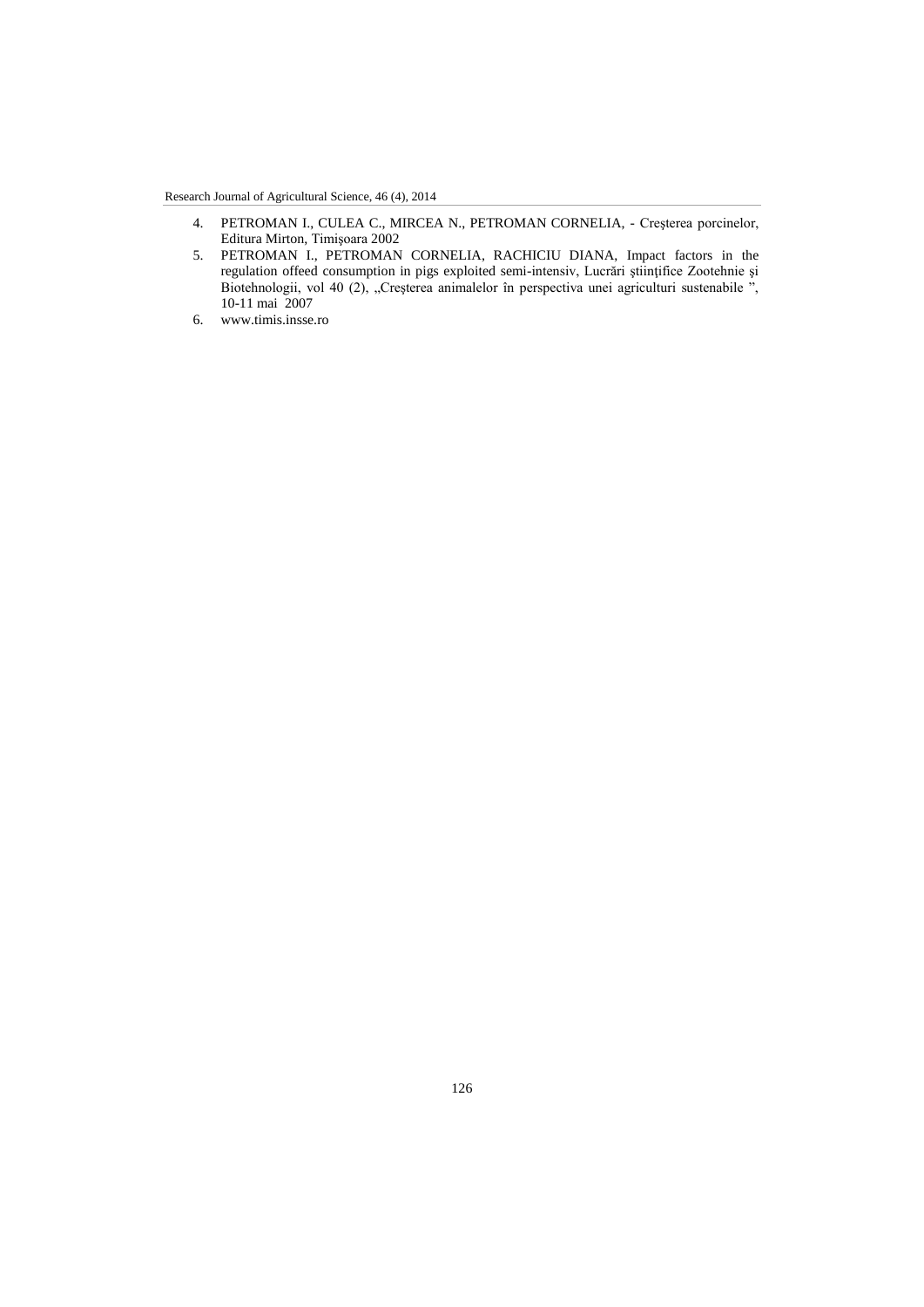4. PETROMAN I., CULEA C., MIRCEA N., PETROMAN CORNELIA, - Creşterea porcinelor, Editura Mirton, Timişoara 2002
5. PETROMAN I., PETROMAN CORNELIA, RACHICIU DIANA, Impact factors in the regulation offeed consumption in pigs exploited semi-intensiv, Lucrări ştiinţifice Zootehnie şi Biotehnologii, vol 40 (2), „Creşterea animalelor în perspectiva unei agriculturi sustenabile ", 10-11 mai 2007
6. www.timis.insse.ro